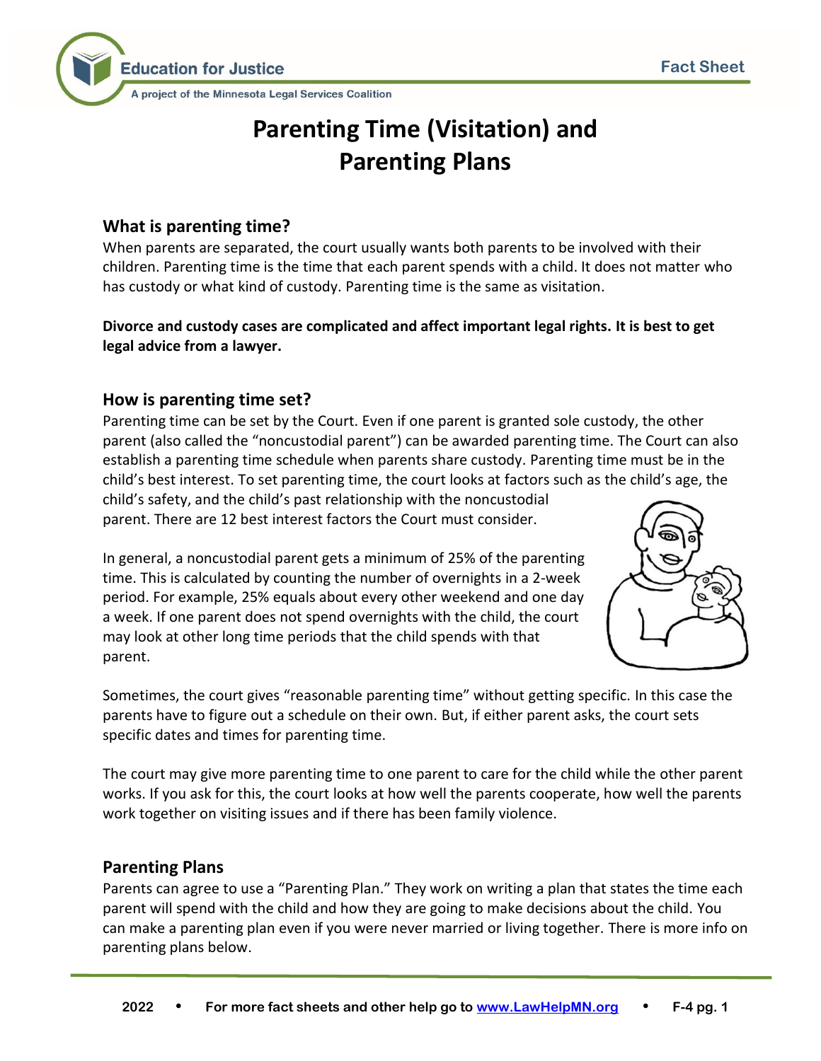Education for Justice

A project of the Minnesota Legal Services Coalition

Fact Sheet

# Parenting Time (Visitation) and Parenting Plans

## What is parenting time?

When parents are separated, the court usually wants both parents to be involved with their children. Parenting time is the time that each parent spends with a child. It does not matter who has custody or what kind of custody. Parenting time is the same as visitation.

**Divorce and custody cases are complicated and affect important legal rights. It is best to get legal advice from a lawyer.**

## How is parenting time set?

Parenting time can be set by the Court. Even if one parent is granted sole custody, the other parent (also called the "noncustodial parent") can be awarded parenting time. The Court can also establish a parenting time schedule when parents share custody. Parenting time must be in the child's best interest. To set parenting time, the court looks at factors such as the child's age, the child's safety, and the child's past relationship with the noncustodial parent. There are 12 best interest factors the Court must consider.

In general, a noncustodial parent gets a minimum of 25% of the parenting time. This is calculated by counting the number of overnights in a 2-week period. For example, 25% equals about every other weekend and one day a week. If one parent does not spend overnights with the child, the court may look at other long time periods that the child spends with that parent.

Sometimes, the court gives "reasonable parenting time" without getting specific. In this case the parents have to figure out a schedule on their own. But, if either parent asks, the court sets specific dates and times for parenting time.

The court may give more parenting time to one parent to care for the child while the other parent works. If you ask for this, the court looks at how well the parents cooperate, how well the parents work together on visiting issues and if there has been family violence.

## Parenting Plans

Parents can agree to use a "Parenting Plan." They work on writing a plan that states the time each parent will spend with the child and how they are going to make decisions about the child. You can make a parenting plan even if you were never married or living together. There is more info on parenting plans below.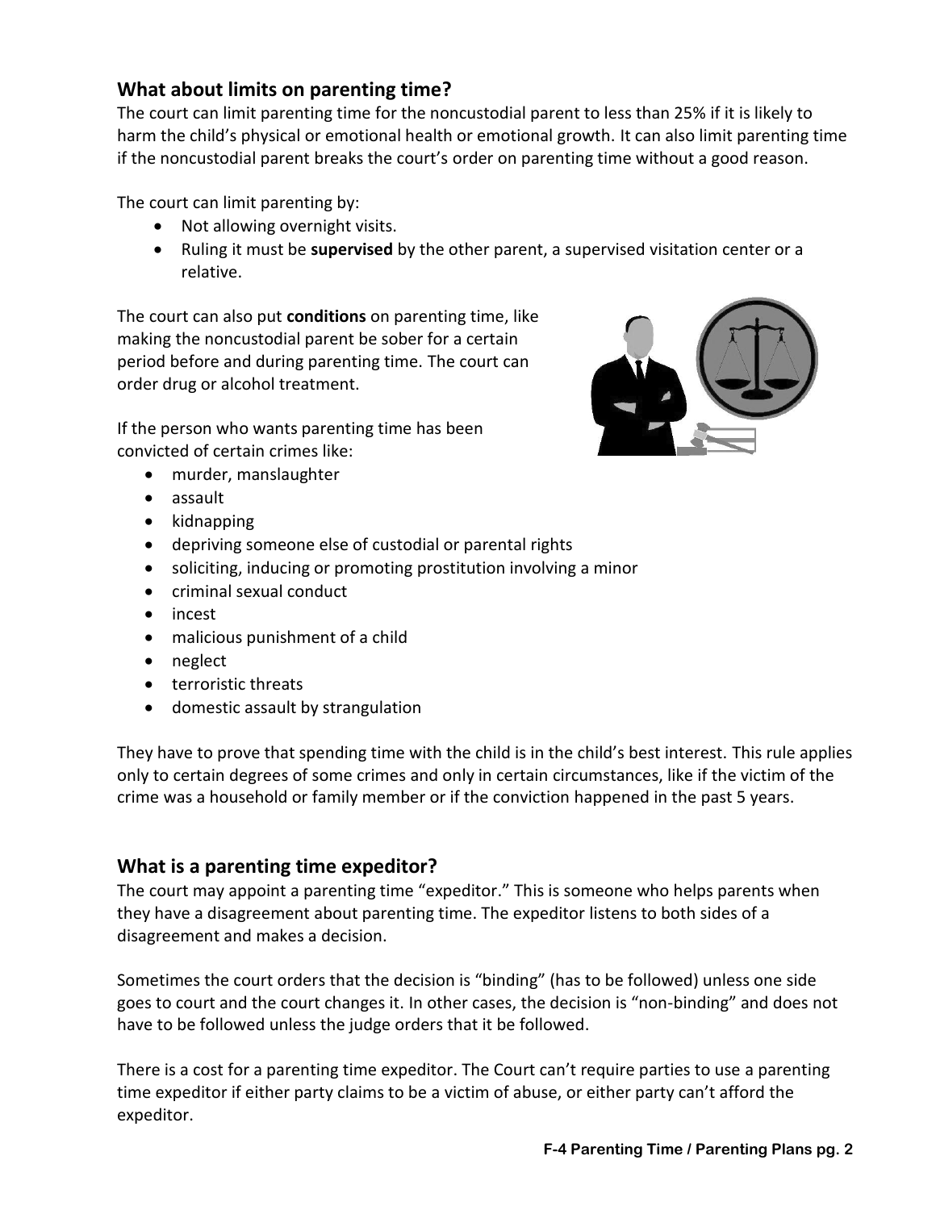## What about limits on parenting time?

The court can limit parenting time for the noncustodial parent to less than 25% if it is likely to harm the child's physical or emotional health or emotional growth. It can also limit parenting time if the noncustodial parent breaks the court's order on parenting time without a good reason.

The court can limit parenting by:

- Not allowing overnight visits.
- Ruling it must be **supervised** by the other parent, a supervised visitation center or a relative.

The court can also put **conditions** on parenting time, like making the noncustodial parent be sober for a certain period before and during parenting time. The court can order drug or alcohol treatment.

If the person who wants parenting time has been convicted of certain crimes like:

- murder, manslaughter
- assault
- kidnapping
- depriving someone else of custodial or parental rights
- soliciting, inducing or promoting prostitution involving a minor
- criminal sexual conduct
- incest
- malicious punishment of a child
- neglect
- terroristic threats
- domestic assault by strangulation

They have to prove that spending time with the child is in the child's best interest. This rule applies only to certain degrees of some crimes and only in certain circumstances, like if the victim of the crime was a household or family member or if the conviction happened in the past 5 years.

## What is a parenting time expeditor?

The court may appoint a parenting time "expeditor." This is someone who helps parents when they have a disagreement about parenting time. The expeditor listens to both sides of a disagreement and makes a decision.

Sometimes the court orders that the decision is "binding" (has to be followed) unless one side goes to court and the court changes it. In other cases, the decision is "non-binding" and does not have to be followed unless the judge orders that it be followed.

There is a cost for a parenting time expeditor. The Court can't require parties to use a parenting time expeditor if either party claims to be a victim of abuse, or either party can't afford the expeditor.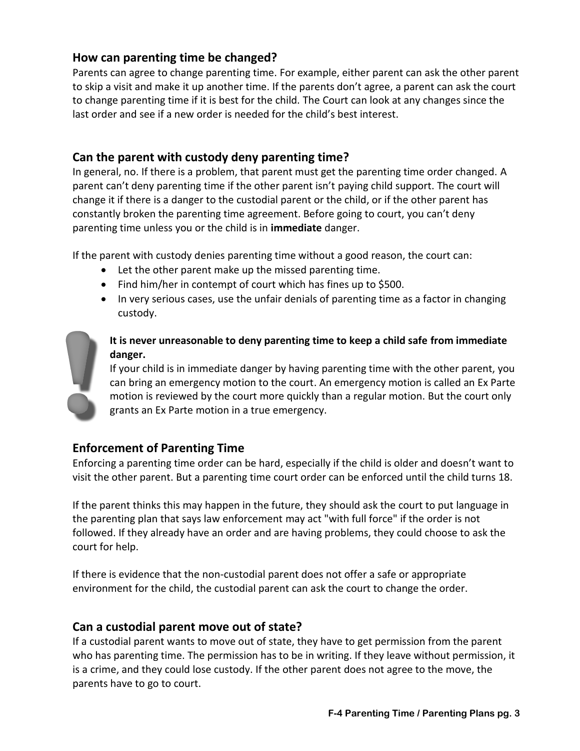## How can parenting time be changed?

Parents can agree to change parenting time. For example, either parent can ask the other parent to skip a visit and make it up another time. If the parents don't agree, a parent can ask the court to change parenting time if it is best for the child. The Court can look at any changes since the last order and see if a new order is needed for the child's best interest.

## Can the parent with custody deny parenting time?

In general, no. If there is a problem, that parent must get the parenting time order changed. A parent can't deny parenting time if the other parent isn't paying child support. The court will change it if there is a danger to the custodial parent or the child, or if the other parent has constantly broken the parenting time agreement. Before going to court, you can't deny parenting time unless you or the child is in **immediate** danger.

If the parent with custody denies parenting time without a good reason, the court can:

- Let the other parent make up the missed parenting time.
- Find him/her in contempt of court which has fines up to $500.
- In very serious cases, use the unfair denials of parenting time as a factor in changing custody.

**It is never unreasonable to deny parenting time to keep a child safe from immediate danger.**
If your child is in immediate danger by having parenting time with the other parent, you can bring an emergency motion to the court. An emergency motion is called an Ex Parte motion is reviewed by the court more quickly than a regular motion. But the court only grants an Ex Parte motion in a true emergency.

## Enforcement of Parenting Time

Enforcing a parenting time order can be hard, especially if the child is older and doesn't want to visit the other parent. But a parenting time court order can be enforced until the child turns 18.

If the parent thinks this may happen in the future, they should ask the court to put language in the parenting plan that says law enforcement may act "with full force" if the order is not followed. If they already have an order and are having problems, they could choose to ask the court for help.

If there is evidence that the non-custodial parent does not offer a safe or appropriate environment for the child, the custodial parent can ask the court to change the order.

## Can a custodial parent move out of state?

If a custodial parent wants to move out of state, they have to get permission from the parent who has parenting time. The permission has to be in writing. If they leave without permission, it is a crime, and they could lose custody. If the other parent does not agree to the move, the parents have to go to court.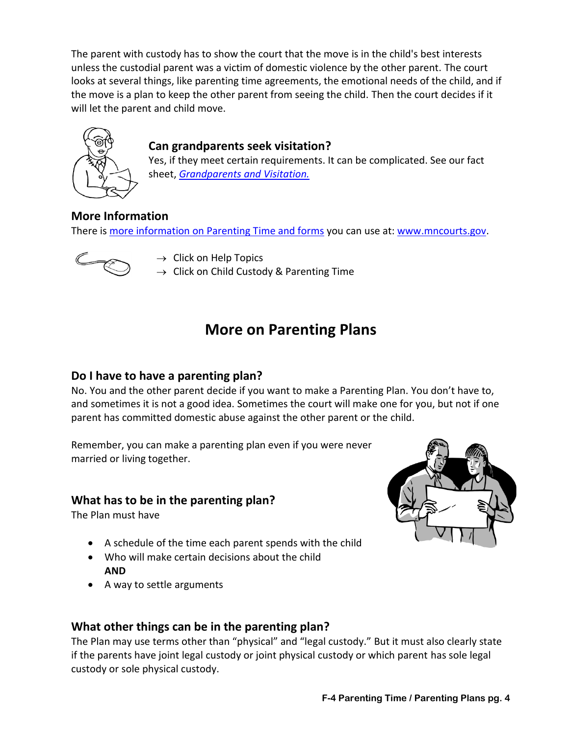The parent with custody has to show the court that the move is in the child's best interests unless the custodial parent was a victim of domestic violence by the other parent. The court looks at several things, like parenting time agreements, the emotional needs of the child, and if the move is a plan to keep the other parent from seeing the child. Then the court decides if it will let the parent and child move.

### Can grandparents seek visitation?

Yes, if they meet certain requirements. It can be complicated. See our fact sheet, *Grandparents and Visitation.*

### More Information

There is more information on Parenting Time and forms you can use at: www.mncourts.gov.

→ Click on Help Topics
→ Click on Child Custody & Parenting Time

## More on Parenting Plans

### Do I have to have a parenting plan?

No. You and the other parent decide if you want to make a Parenting Plan. You don't have to, and sometimes it is not a good idea. Sometimes the court will make one for you, but not if one parent has committed domestic abuse against the other parent or the child.

Remember, you can make a parenting plan even if you were never married or living together.

### What has to be in the parenting plan?

The Plan must have

- A schedule of the time each parent spends with the child
- Who will make certain decisions about the child
  **AND**
- A way to settle arguments

### What other things can be in the parenting plan?

The Plan may use terms other than "physical" and "legal custody." But it must also clearly state if the parents have joint legal custody or joint physical custody or which parent has sole legal custody or sole physical custody.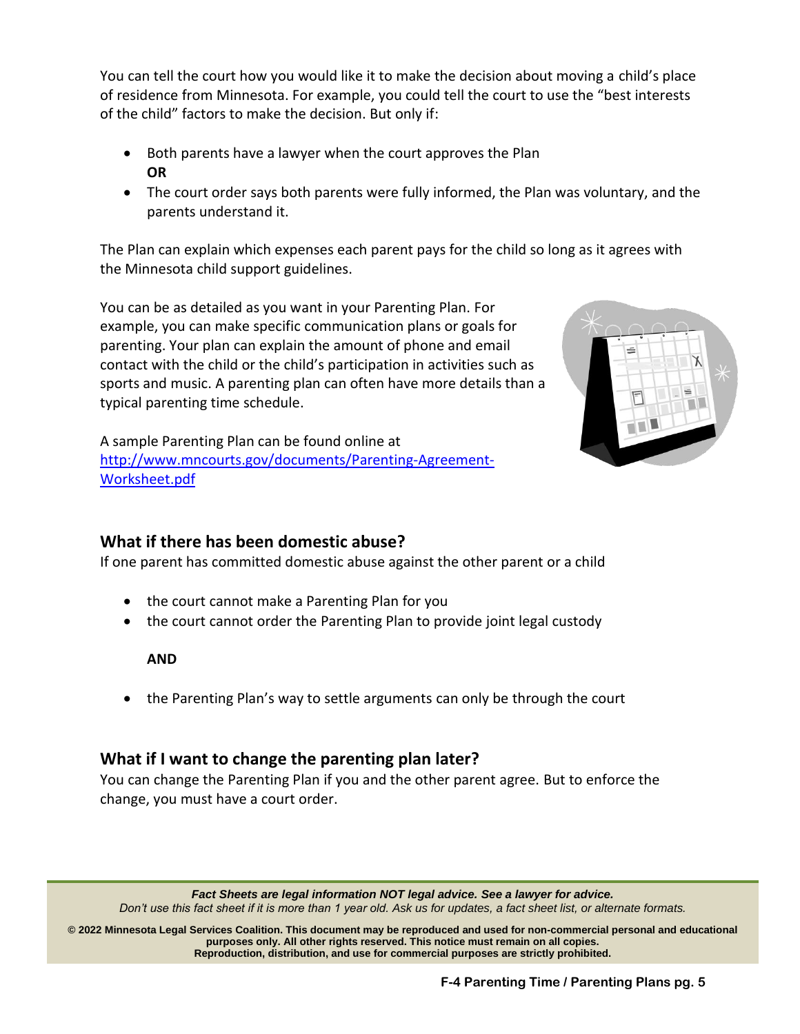You can tell the court how you would like it to make the decision about moving a child's place of residence from Minnesota. For example, you could tell the court to use the "best interests of the child" factors to make the decision. But only if:

- Both parents have a lawyer when the court approves the Plan
  **OR**
- The court order says both parents were fully informed, the Plan was voluntary, and the parents understand it.

The Plan can explain which expenses each parent pays for the child so long as it agrees with the Minnesota child support guidelines.

You can be as detailed as you want in your Parenting Plan. For example, you can make specific communication plans or goals for parenting. Your plan can explain the amount of phone and email contact with the child or the child's participation in activities such as sports and music. A parenting plan can often have more details than a typical parenting time schedule.

A sample Parenting Plan can be found online at [http://www.mncourts.gov/documents/Parenting-Agreement-Worksheet.pdf](http://www.mncourts.gov/documents/Parenting-Agreement-Worksheet.pdf)

## What if there has been domestic abuse?

If one parent has committed domestic abuse against the other parent or a child

- the court cannot make a Parenting Plan for you
- the court cannot order the Parenting Plan to provide joint legal custody

  **AND**

- the Parenting Plan's way to settle arguments can only be through the court

## What if I want to change the parenting plan later?

You can change the Parenting Plan if you and the other parent agree. But to enforce the change, you must have a court order.

***Fact Sheets are legal information NOT legal advice. See a lawyer for advice.***
*Don't use this fact sheet if it is more than 1 year old. Ask us for updates, a fact sheet list, or alternate formats.*

**© 2022 Minnesota Legal Services Coalition. This document may be reproduced and used for non-commercial personal and educational purposes only. All other rights reserved. This notice must remain on all copies. Reproduction, distribution, and use for commercial purposes are strictly prohibited.**